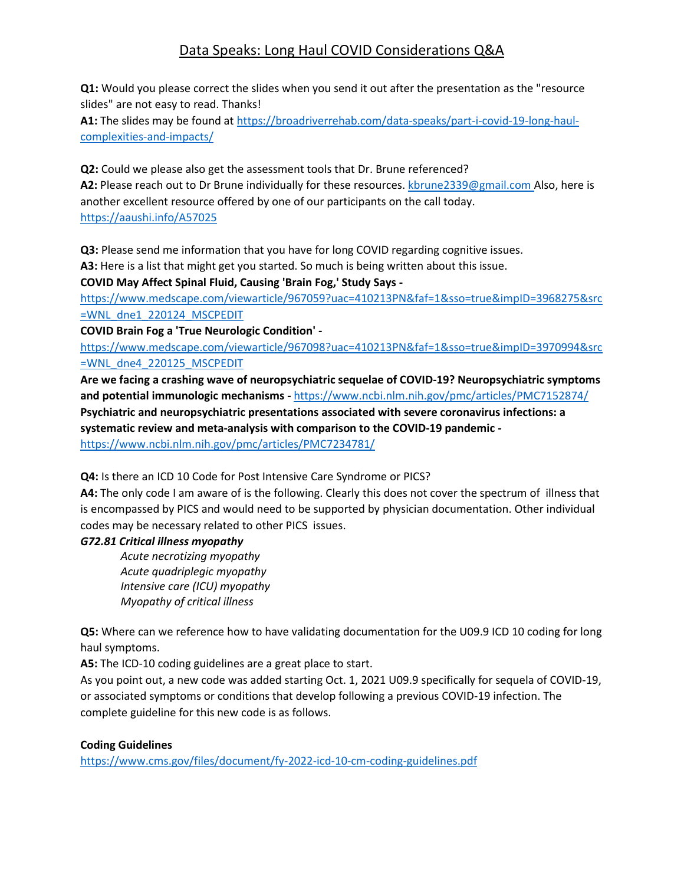# Data Speaks: Long Haul COVID Considerations Q&A

**Q1:** Would you please correct the slides when you send it out after the presentation as the "resource slides" are not easy to read. Thanks!

**A1:** The slides may be found at https://broadriverrehab.com/data-speaks/part-i-covid-19-long-haul-complexities-and-impacts/

**Q2:** Could we please also get the assessment tools that Dr. Brune referenced?

**A2:** Please reach out to Dr Brune individually for these resources. kbrune2339@gmail.com Also, here is another excellent resource offered by one of our participants on the call today. https://aaushi.info/A57025

**Q3:** Please send me information that you have for long COVID regarding cognitive issues.

**A3:** Here is a list that might get you started. So much is being written about this issue.

**COVID May Affect Spinal Fluid, Causing 'Brain Fog,' Study Says -** https://www.medscape.com/viewarticle/967059?uac=410213PN&faf=1&sso=true&impID=3968275&src=WNL_dne1_220124_MSCPEDIT

**COVID Brain Fog a 'True Neurologic Condition' -** https://www.medscape.com/viewarticle/967098?uac=410213PN&faf=1&sso=true&impID=3970994&src=WNL_dne4_220125_MSCPEDIT

**Are we facing a crashing wave of neuropsychiatric sequelae of COVID-19? Neuropsychiatric symptoms and potential immunologic mechanisms -** https://www.ncbi.nlm.nih.gov/pmc/articles/PMC7152874/

**Psychiatric and neuropsychiatric presentations associated with severe coronavirus infections: a systematic review and meta-analysis with comparison to the COVID-19 pandemic -** https://www.ncbi.nlm.nih.gov/pmc/articles/PMC7234781/

**Q4:** Is there an ICD 10 Code for Post Intensive Care Syndrome or PICS?

**A4:** The only code I am aware of is the following. Clearly this does not cover the spectrum of illness that is encompassed by PICS and would need to be supported by physician documentation. Other individual codes may be necessary related to other PICS issues.

***G72.81 Critical illness myopathy***

*Acute necrotizing myopathy*
*Acute quadriplegic myopathy*
*Intensive care (ICU) myopathy*
*Myopathy of critical illness*

**Q5:** Where can we reference how to have validating documentation for the U09.9 ICD 10 coding for long haul symptoms.

**A5:** The ICD-10 coding guidelines are a great place to start.

As you point out, a new code was added starting Oct. 1, 2021 U09.9 specifically for sequela of COVID-19, or associated symptoms or conditions that develop following a previous COVID-19 infection. The complete guideline for this new code is as follows.

**Coding Guidelines**

https://www.cms.gov/files/document/fy-2022-icd-10-cm-coding-guidelines.pdf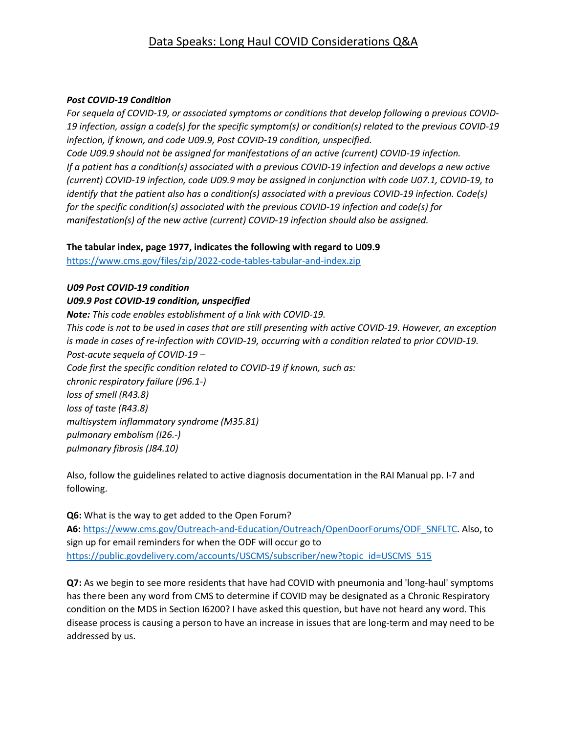*Data Speaks: Long Haul COVID Considerations Q&A*

***Post COVID-19 Condition***

*For sequela of COVID-19, or associated symptoms or conditions that develop following a previous COVID-19 infection, assign a code(s) for the specific symptom(s) or condition(s) related to the previous COVID-19 infection, if known, and code U09.9, Post COVID-19 condition, unspecified.*

*Code U09.9 should not be assigned for manifestations of an active (current) COVID-19 infection.*

*If a patient has a condition(s) associated with a previous COVID-19 infection and develops a new active (current) COVID-19 infection, code U09.9 may be assigned in conjunction with code U07.1, COVID-19, to identify that the patient also has a condition(s) associated with a previous COVID-19 infection. Code(s) for the specific condition(s) associated with the previous COVID-19 infection and code(s) for manifestation(s) of the new active (current) COVID-19 infection should also be assigned.*

**The tabular index, page 1977, indicates the following with regard to U09.9**

https://www.cms.gov/files/zip/2022-code-tables-tabular-and-index.zip

***U09 Post COVID-19 condition***

***U09.9 Post COVID-19 condition, unspecified***

***Note:*** *This code enables establishment of a link with COVID-19.*

*This code is not to be used in cases that are still presenting with active COVID-19. However, an exception is made in cases of re-infection with COVID-19, occurring with a condition related to prior COVID-19.*

*Post-acute sequela of COVID-19 –*

*Code first the specific condition related to COVID-19 if known, such as:*

*chronic respiratory failure (J96.1-)*

*loss of smell (R43.8)*

*loss of taste (R43.8)*

*multisystem inflammatory syndrome (M35.81)*

*pulmonary embolism (I26.-)*

*pulmonary fibrosis (J84.10)*

Also, follow the guidelines related to active diagnosis documentation in the RAI Manual pp. I-7 and following.

**Q6:** What is the way to get added to the Open Forum?

**A6:** https://www.cms.gov/Outreach-and-Education/Outreach/OpenDoorForums/ODF_SNFLTC. Also, to sign up for email reminders for when the ODF will occur go to https://public.govdelivery.com/accounts/USCMS/subscriber/new?topic_id=USCMS_515

**Q7:** As we begin to see more residents that have had COVID with pneumonia and 'long-haul' symptoms has there been any word from CMS to determine if COVID may be designated as a Chronic Respiratory condition on the MDS in Section I6200? I have asked this question, but have not heard any word. This disease process is causing a person to have an increase in issues that are long-term and may need to be addressed by us.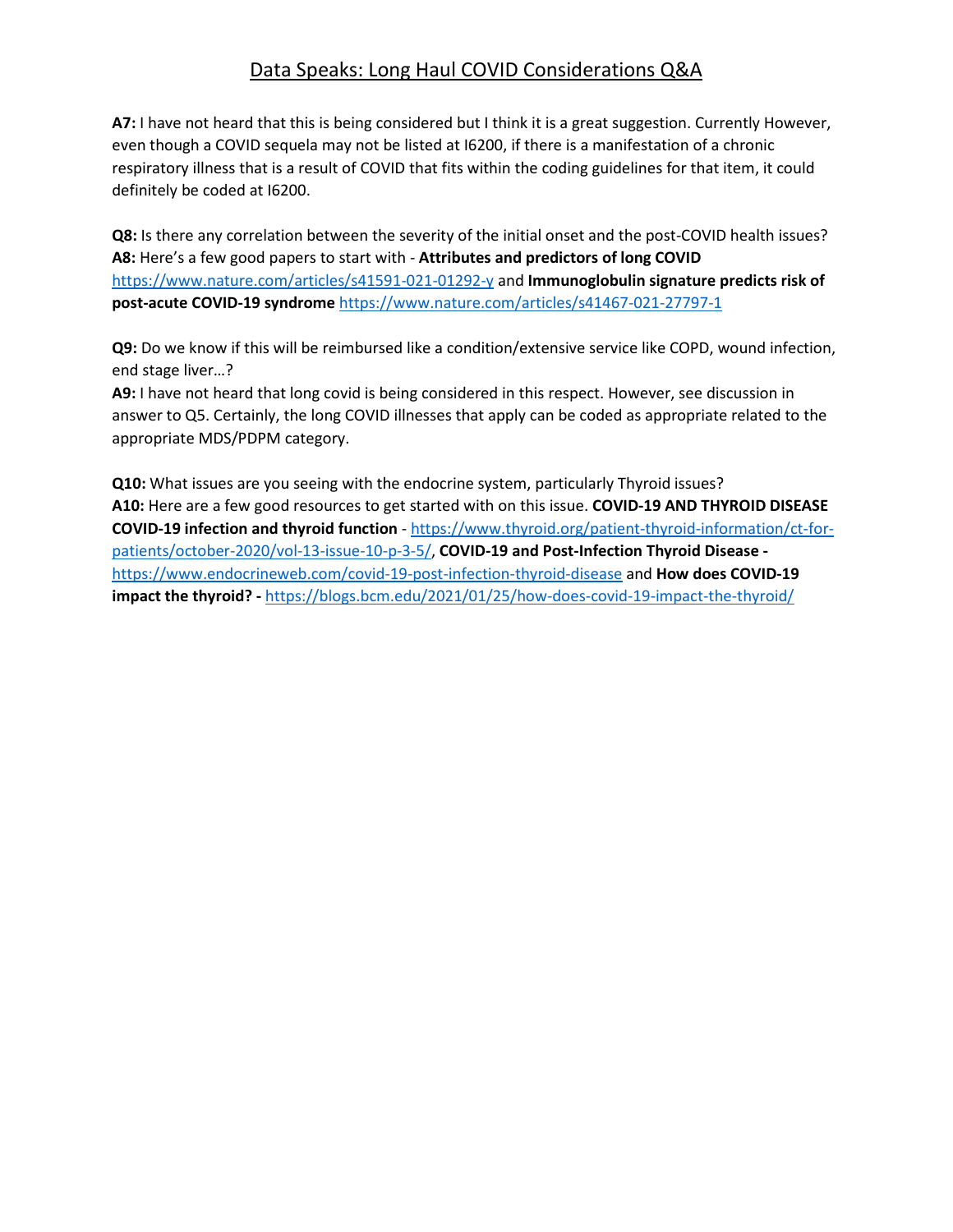# Data Speaks: Long Haul COVID Considerations Q&A

**A7:** I have not heard that this is being considered but I think it is a great suggestion. Currently However, even though a COVID sequela may not be listed at I6200, if there is a manifestation of a chronic respiratory illness that is a result of COVID that fits within the coding guidelines for that item, it could definitely be coded at I6200.

**Q8:** Is there any correlation between the severity of the initial onset and the post-COVID health issues?
**A8:** Here's a few good papers to start with - **Attributes and predictors of long COVID** https://www.nature.com/articles/s41591-021-01292-y and **Immunoglobulin signature predicts risk of post-acute COVID-19 syndrome** https://www.nature.com/articles/s41467-021-27797-1

**Q9:** Do we know if this will be reimbursed like a condition/extensive service like COPD, wound infection, end stage liver…?
**A9:** I have not heard that long covid is being considered in this respect. However, see discussion in answer to Q5. Certainly, the long COVID illnesses that apply can be coded as appropriate related to the appropriate MDS/PDPM category.

**Q10:** What issues are you seeing with the endocrine system, particularly Thyroid issues?
**A10:** Here are a few good resources to get started with on this issue. **COVID-19 AND THYROID DISEASE COVID-19 infection and thyroid function** - https://www.thyroid.org/patient-thyroid-information/ct-for-patients/october-2020/vol-13-issue-10-p-3-5/, **COVID-19 and Post-Infection Thyroid Disease -** https://www.endocrineweb.com/covid-19-post-infection-thyroid-disease and **How does COVID-19 impact the thyroid? -** https://blogs.bcm.edu/2021/01/25/how-does-covid-19-impact-the-thyroid/